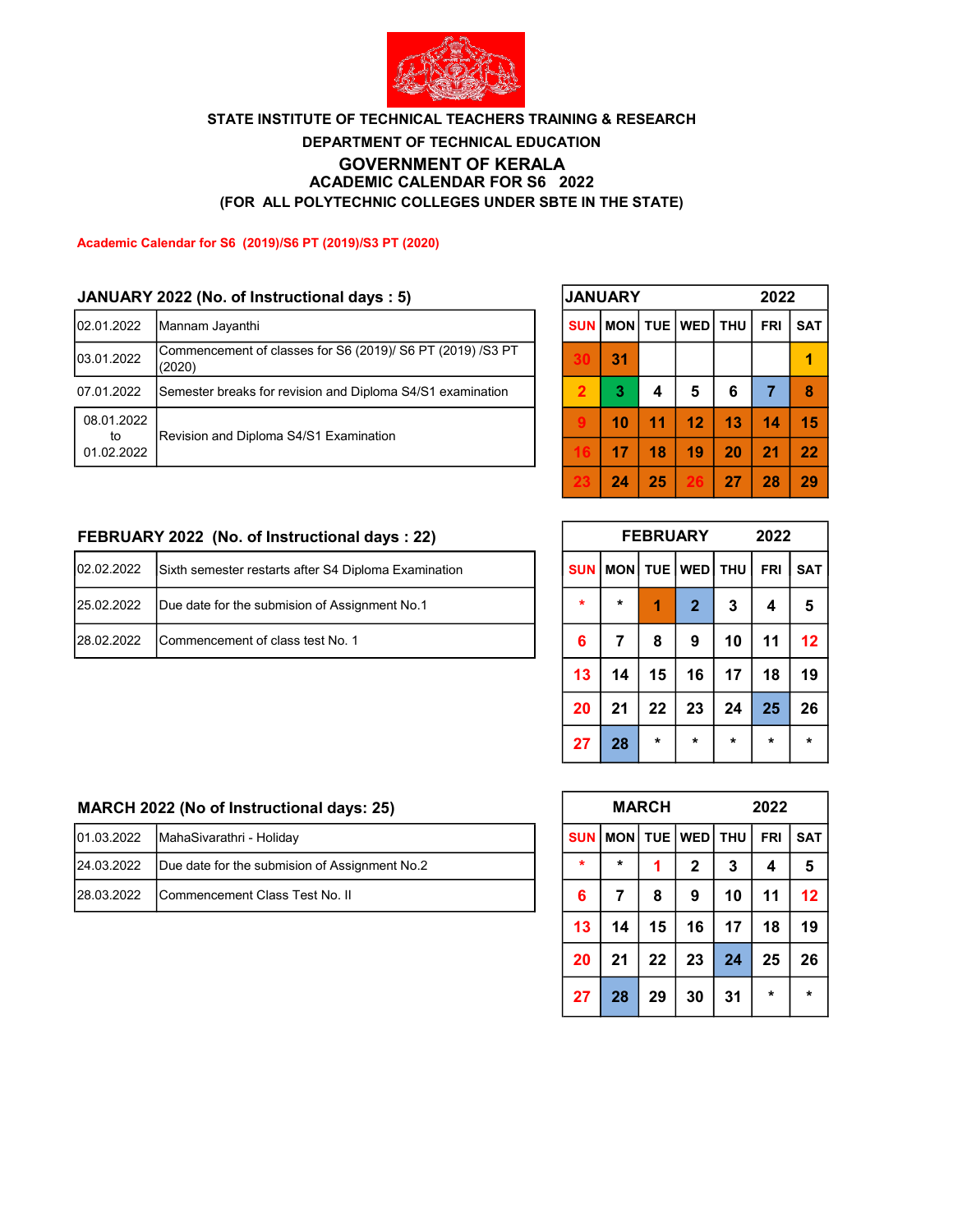**STATE INSTITUTE OF TECHNICAL TEACHERS TRAINING & RESEARCH**

**DEPARTMENT OF TECHNICAL EDUCATION**

# GOVERNMENT OF KERALA

## ACADEMIC CALENDAR FOR S6 2022

**(FOR ALL POLYTECHNIC COLLEGES UNDER SBTE IN THE STATE)**

**Academic Calendar for S6 (2019)/S6 PT (2019)/S3 PT (2020)**

### JANUARY 2022 (No. of Instructional days : 5)

| Date | Event |
|---|---|
| 02.01.2022 | Mannam Jayanthi |
| 03.01.2022 | Commencement of classes for S6 (2019)/ S6 PT (2019) /S3 PT (2020) |
| 07.01.2022 | Semester breaks for revision and Diploma S4/S1 examination |
| 08.01.2022 to 01.02.2022 | Revision and Diploma S4/S1 Examination |

| JANUARY | | | | | | 2022 |
|---|---|---|---|---|---|---|
| SUN | MON | TUE | WED | THU | FRI | SAT |
| 30 | 31 | | | | | 1 |
| 2 | 3 | 4 | 5 | 6 | 7 | 8 |
| 9 | 10 | 11 | 12 | 13 | 14 | 15 |
| 16 | 17 | 18 | 19 | 20 | 21 | 22 |
| 23 | 24 | 25 | 26 | 27 | 28 | 29 |

### FEBRUARY 2022 (No. of Instructional days : 22)

| Date | Event |
|---|---|
| 02.02.2022 | Sixth semester restarts after S4 Diploma Examination |
| 25.02.2022 | Due date for the submision of Assignment No.1 |
| 28.02.2022 | Commencement of class test No. 1 |

| FEBRUARY | | | | | | 2022 |
|---|---|---|---|---|---|---|
| SUN | MON | TUE | WED | THU | FRI | SAT |
| * | * | 1 | 2 | 3 | 4 | 5 |
| 6 | 7 | 8 | 9 | 10 | 11 | 12 |
| 13 | 14 | 15 | 16 | 17 | 18 | 19 |
| 20 | 21 | 22 | 23 | 24 | 25 | 26 |
| 27 | 28 | * | * | * | * | * |

### MARCH 2022 (No of Instructional days: 25)

| Date | Event |
|---|---|
| 01.03.2022 | MahaSivarathri - Holiday |
| 24.03.2022 | Due date for the submision of Assignment No.2 |
| 28.03.2022 | Commencement Class Test No. II |

| MARCH | | | | | | 2022 |
|---|---|---|---|---|---|---|
| SUN | MON | TUE | WED | THU | FRI | SAT |
| * | * | 1 | 2 | 3 | 4 | 5 |
| 6 | 7 | 8 | 9 | 10 | 11 | 12 |
| 13 | 14 | 15 | 16 | 17 | 18 | 19 |
| 20 | 21 | 22 | 23 | 24 | 25 | 26 |
| 27 | 28 | 29 | 30 | 31 | * | * |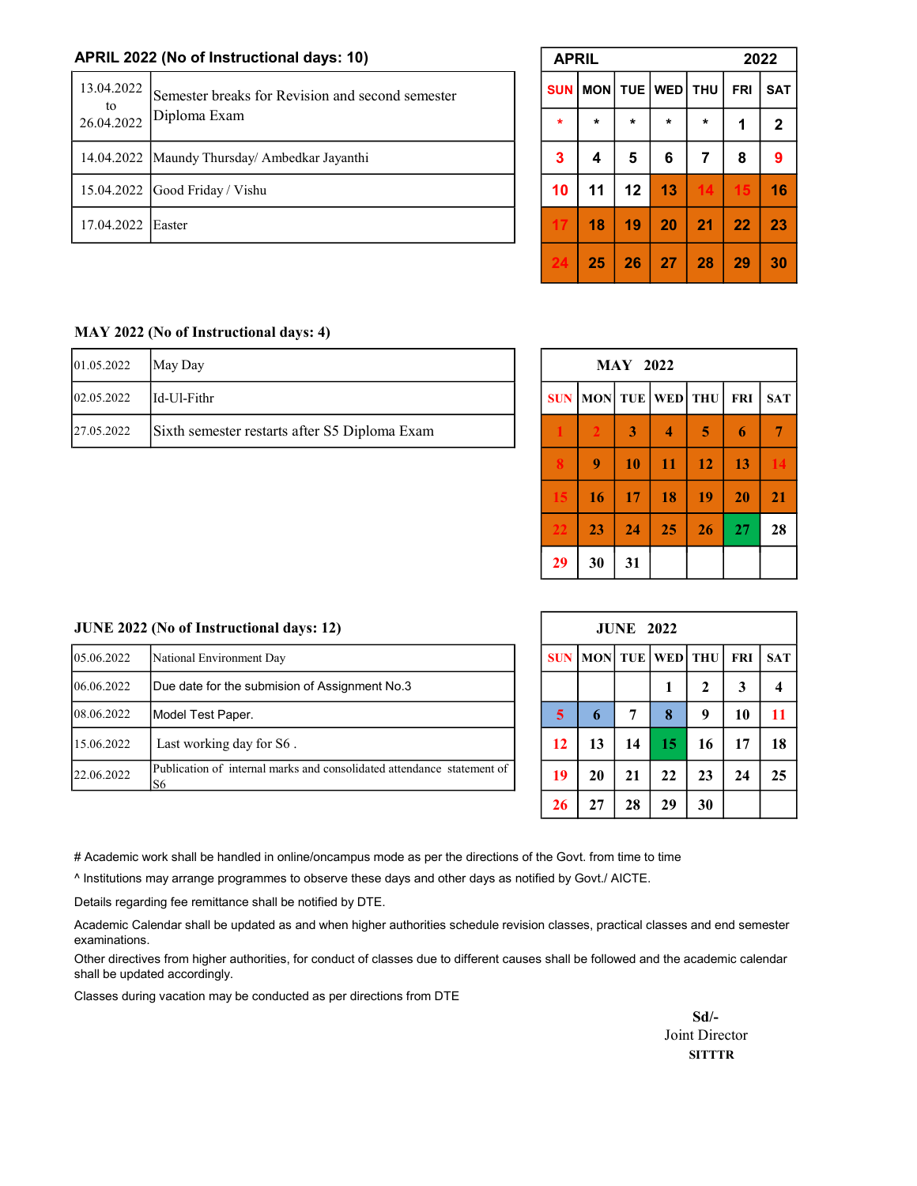**APRIL 2022 (No of Instructional days: 10)**

| | |
|---|---|
| 13.04.2022 to 26.04.2022 | Semester breaks for Revision and second semester Diploma Exam |
| 14.04.2022 | Maundy Thursday/ Ambedkar Jayanthi |
| 15.04.2022 | Good Friday / Vishu |
| 17.04.2022 | Easter |

| APRIL | | | | | | 2022 |
|---|---|---|---|---|---|---|
| SUN | MON | TUE | WED | THU | FRI | SAT |
| * | * | * | * | * | 1 | 2 |
| 3 | 4 | 5 | 6 | 7 | 8 | 9 |
| 10 | 11 | 12 | 13 | 14 | 15 | 16 |
| 17 | 18 | 19 | 20 | 21 | 22 | 23 |
| 24 | 25 | 26 | 27 | 28 | 29 | 30 |

**MAY 2022 (No of Instructional days: 4)**

| | |
|---|---|
| 01.05.2022 | May Day |
| 02.05.2022 | Id-Ul-Fithr |
| 27.05.2022 | Sixth semester restarts after S5 Diploma Exam |

| MAY 2022 | | | | | | |
|---|---|---|---|---|---|---|
| SUN | MON | TUE | WED | THU | FRI | SAT |
| 1 | 2 | 3 | 4 | 5 | 6 | 7 |
| 8 | 9 | 10 | 11 | 12 | 13 | 14 |
| 15 | 16 | 17 | 18 | 19 | 20 | 21 |
| 22 | 23 | 24 | 25 | 26 | 27 | 28 |
| 29 | 30 | 31 | | | | |

**JUNE 2022 (No of Instructional days: 12)**

| | |
|---|---|
| 05.06.2022 | National Environment Day |
| 06.06.2022 | Due date for the submision of Assignment No.3 |
| 08.06.2022 | Model Test Paper. |
| 15.06.2022 | Last working day for S6 . |
| 22.06.2022 | Publication of internal marks and consolidated attendance statement of S6 |

| JUNE 2022 | | | | | | |
|---|---|---|---|---|---|---|
| SUN | MON | TUE | WED | THU | FRI | SAT |
| | | | 1 | 2 | 3 | 4 |
| 5 | 6 | 7 | 8 | 9 | 10 | 11 |
| 12 | 13 | 14 | 15 | 16 | 17 | 18 |
| 19 | 20 | 21 | 22 | 23 | 24 | 25 |
| 26 | 27 | 28 | 29 | 30 | | |

# Academic work shall be handled in online/oncampus mode as per the directions of the Govt. from time to time

^ Institutions may arrange programmes to observe these days and other days as notified by Govt./ AICTE.

Details regarding fee remittance shall be notified by DTE.

Academic Calendar shall be updated as and when higher authorities schedule revision classes, practical classes and end semester examinations.

Other directives from higher authorities, for conduct of classes due to different causes shall be followed and the academic calendar shall be updated accordingly.

Classes during vacation may be conducted as per directions from DTE

**Sd/-**
Joint Director
**SITTTR**